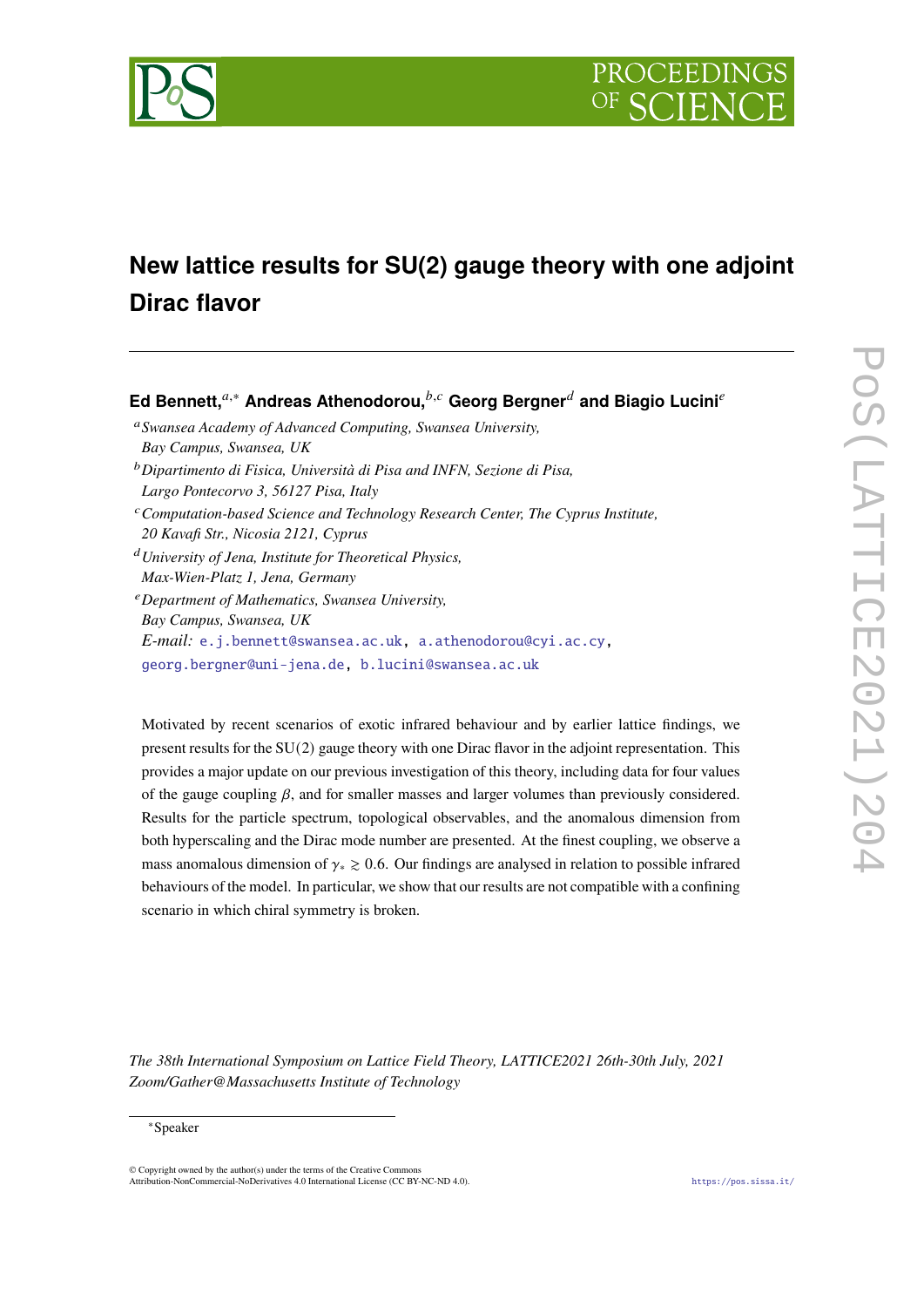# New lattice results for SU(2) gauge theory with one adjoint Dirac flavor

**Ed Bennett,**[a,*] **Andreas Athenodorou,**[b,c] **Georg Bergner**[d] **and Biagio Lucini**[e]

[a] *Swansea Academy of Advanced Computing, Swansea University, Bay Campus, Swansea, UK*

[b] *Dipartimento di Fisica, Università di Pisa and INFN, Sezione di Pisa, Largo Pontecorvo 3, 56127 Pisa, Italy*

[c] *Computation-based Science and Technology Research Center, The Cyprus Institute, 20 Kavafi Str., Nicosia 2121, Cyprus*

[d] *University of Jena, Institute for Theoretical Physics, Max-Wien-Platz 1, Jena, Germany*

[e] *Department of Mathematics, Swansea University, Bay Campus, Swansea, UK*

*E-mail:* e.j.bennett@swansea.ac.uk, a.athenodorou@cyi.ac.cy, georg.bergner@uni-jena.de, b.lucini@swansea.ac.uk

Motivated by recent scenarios of exotic infrared behaviour and by earlier lattice findings, we present results for the $SU(2)$ gauge theory with one Dirac flavor in the adjoint representation. This provides a major update on our previous investigation of this theory, including data for four values of the gauge coupling $\beta$, and for smaller masses and larger volumes than previously considered. Results for the particle spectrum, topological observables, and the anomalous dimension from both hyperscaling and the Dirac mode number are presented. At the finest coupling, we observe a mass anomalous dimension of $\gamma_* \gtrsim 0.6$. Our findings are analysed in relation to possible infrared behaviours of the model. In particular, we show that our results are not compatible with a confining scenario in which chiral symmetry is broken.

*The 38th International Symposium on Lattice Field Theory, LATTICE2021 26th-30th July, 2021 Zoom/Gather@Massachusetts Institute of Technology*

*Speaker

© Copyright owned by the author(s) under the terms of the Creative Commons Attribution-NonCommercial-NoDerivatives 4.0 International License (CC BY-NC-ND 4.0).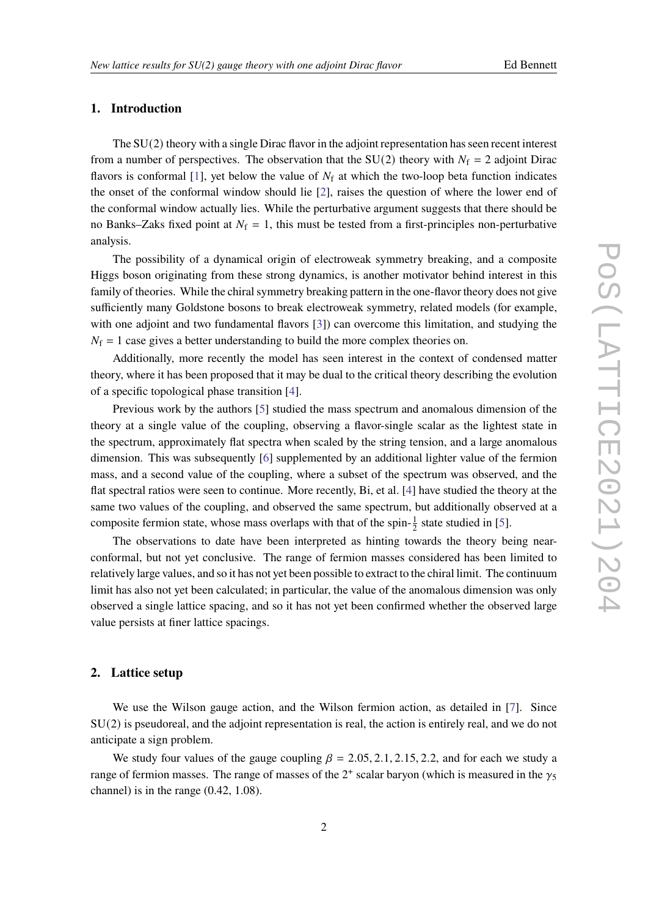## 1. Introduction

The SU(2) theory with a single Dirac flavor in the adjoint representation has seen recent interest from a number of perspectives. The observation that the SU(2) theory with $N_{\mathrm{f}} = 2$ adjoint Dirac flavors is conformal [1], yet below the value of $N_{\mathrm{f}}$ at which the two-loop beta function indicates the onset of the conformal window should lie [2], raises the question of where the lower end of the conformal window actually lies. While the perturbative argument suggests that there should be no Banks–Zaks fixed point at $N_{\mathrm{f}} = 1$, this must be tested from a first-principles non-perturbative analysis.

The possibility of a dynamical origin of electroweak symmetry breaking, and a composite Higgs boson originating from these strong dynamics, is another motivator behind interest in this family of theories. While the chiral symmetry breaking pattern in the one-flavor theory does not give sufficiently many Goldstone bosons to break electroweak symmetry, related models (for example, with one adjoint and two fundamental flavors [3]) can overcome this limitation, and studying the $N_{\mathrm{f}} = 1$ case gives a better understanding to build the more complex theories on.

Additionally, more recently the model has seen interest in the context of condensed matter theory, where it has been proposed that it may be dual to the critical theory describing the evolution of a specific topological phase transition [4].

Previous work by the authors [5] studied the mass spectrum and anomalous dimension of the theory at a single value of the coupling, observing a flavor-single scalar as the lightest state in the spectrum, approximately flat spectra when scaled by the string tension, and a large anomalous dimension. This was subsequently [6] supplemented by an additional lighter value of the fermion mass, and a second value of the coupling, where a subset of the spectrum was observed, and the flat spectral ratios were seen to continue. More recently, Bi, et al. [4] have studied the theory at the same two values of the coupling, and observed the same spectrum, but additionally observed at a composite fermion state, whose mass overlaps with that of the spin-$\frac{1}{2}$ state studied in [5].

The observations to date have been interpreted as hinting towards the theory being near-conformal, but not yet conclusive. The range of fermion masses considered has been limited to relatively large values, and so it has not yet been possible to extract to the chiral limit. The continuum limit has also not yet been calculated; in particular, the value of the anomalous dimension was only observed a single lattice spacing, and so it has not yet been confirmed whether the observed large value persists at finer lattice spacings.

## 2. Lattice setup

We use the Wilson gauge action, and the Wilson fermion action, as detailed in [7]. Since SU(2) is pseudoreal, and the adjoint representation is real, the action is entirely real, and we do not anticipate a sign problem.

We study four values of the gauge coupling $\beta = 2.05, 2.1, 2.15, 2.2$, and for each we study a range of fermion masses. The range of masses of the $2^{+}$ scalar baryon (which is measured in the $\gamma_5$ channel) is in the range (0.42, 1.08).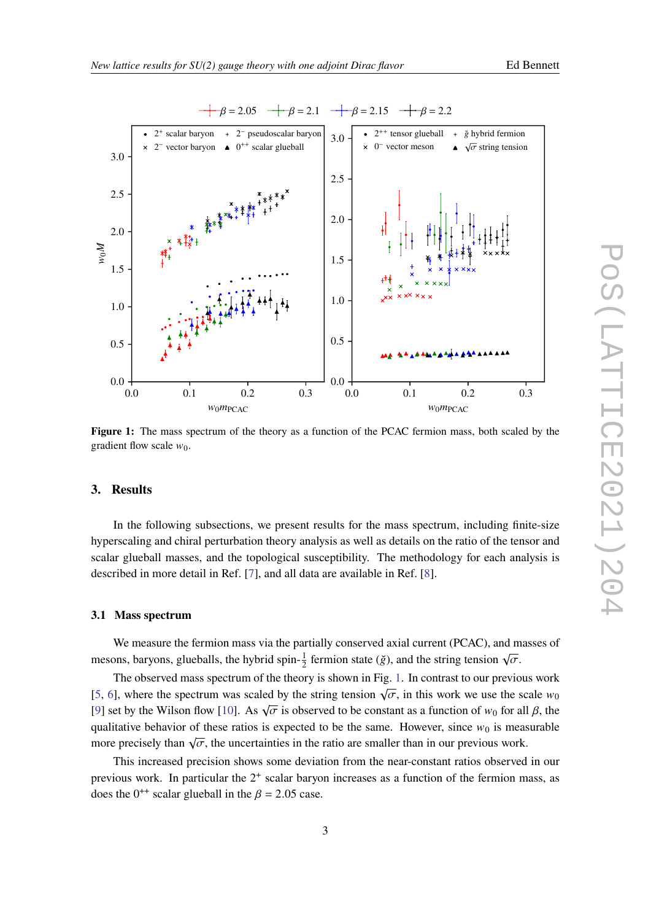**Figure 1:** The mass spectrum of the theory as a function of the PCAC fermion mass, both scaled by the gradient flow scale $w_0$.

## 3. Results

In the following subsections, we present results for the mass spectrum, including finite-size hyperscaling and chiral perturbation theory analysis as well as details on the ratio of the tensor and scalar glueball masses, and the topological susceptibility. The methodology for each analysis is described in more detail in Ref. [7], and all data are available in Ref. [8].

### 3.1 Mass spectrum

We measure the fermion mass via the partially conserved axial current (PCAC), and masses of mesons, baryons, glueballs, the hybrid spin-$\frac{1}{2}$ fermion state ($\breve{g}$), and the string tension $\sqrt{\sigma}$.

The observed mass spectrum of the theory is shown in Fig. 1. In contrast to our previous work [5, 6], where the spectrum was scaled by the string tension $\sqrt{\sigma}$, in this work we use the scale $w_0$ [9] set by the Wilson flow [10]. As $\sqrt{\sigma}$ is observed to be constant as a function of $w_0$ for all $\beta$, the qualitative behavior of these ratios is expected to be the same. However, since $w_0$ is measurable more precisely than $\sqrt{\sigma}$, the uncertainties in the ratio are smaller than in our previous work.

This increased precision shows some deviation from the near-constant ratios observed in our previous work. In particular the $2^+$ scalar baryon increases as a function of the fermion mass, as does the $0^{++}$ scalar glueball in the $\beta = 2.05$ case.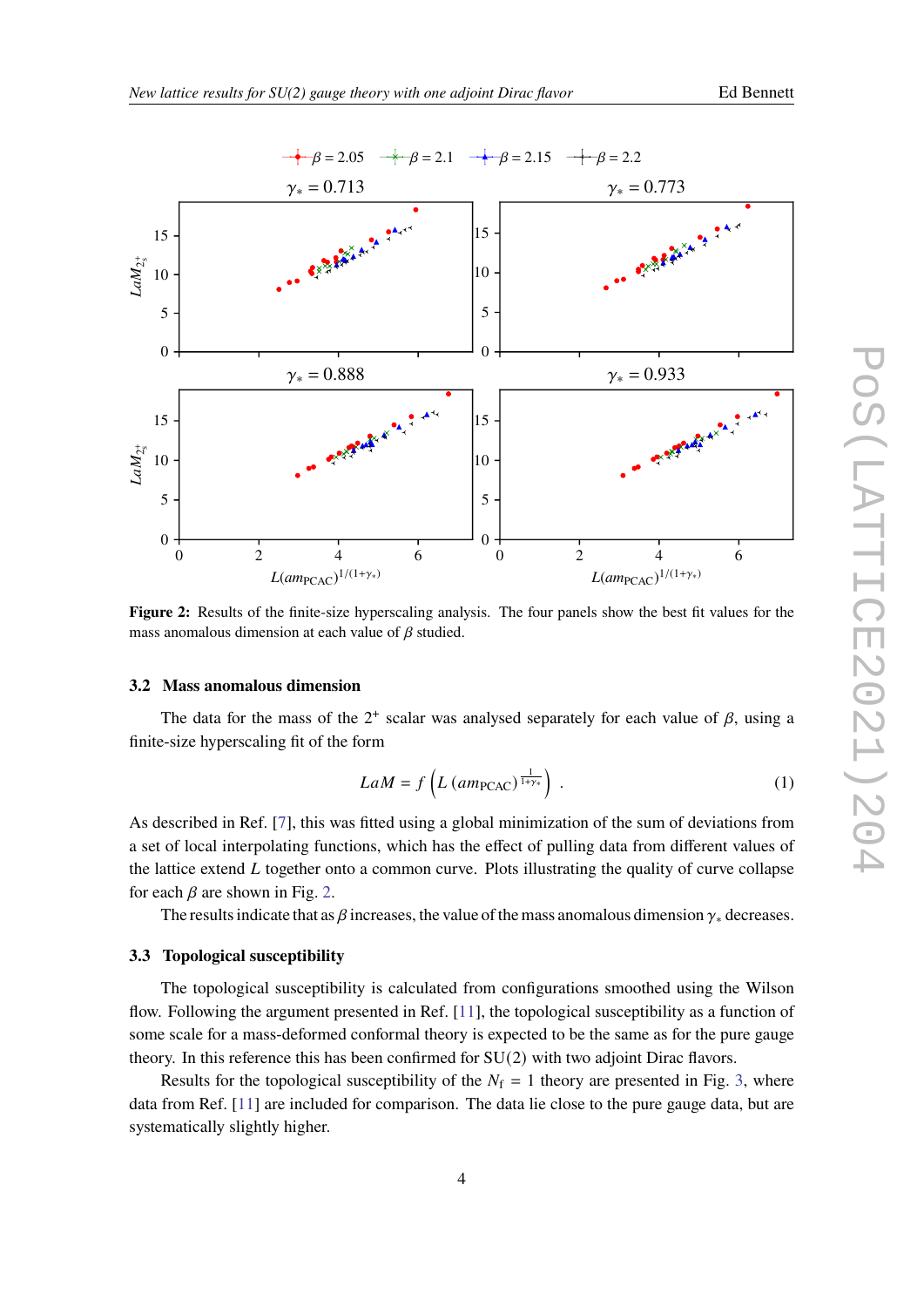**Figure 2:** Results of the finite-size hyperscaling analysis. The four panels show the best fit values for the mass anomalous dimension at each value of $\beta$ studied.

### 3.2 Mass anomalous dimension

The data for the mass of the $2^+$ scalar was analysed separately for each value of $\beta$, using a finite-size hyperscaling fit of the form

$$LaM = f\left(L\left(am_{\mathrm{PCAC}}\right)^{\frac{1}{1+\gamma_*}}\right) . \tag{1}$$

As described in Ref. [7], this was fitted using a global minimization of the sum of deviations from a set of local interpolating functions, which has the effect of pulling data from different values of the lattice extend $L$ together onto a common curve. Plots illustrating the quality of curve collapse for each $\beta$ are shown in Fig. 2.

The results indicate that as $\beta$ increases, the value of the mass anomalous dimension $\gamma_*$ decreases.

### 3.3 Topological susceptibility

The topological susceptibility is calculated from configurations smoothed using the Wilson flow. Following the argument presented in Ref. [11], the topological susceptibility as a function of some scale for a mass-deformed conformal theory is expected to be the same as for the pure gauge theory. In this reference this has been confirmed for SU(2) with two adjoint Dirac flavors.

Results for the topological susceptibility of the $N_\mathrm{f} = 1$ theory are presented in Fig. 3, where data from Ref. [11] are included for comparison. The data lie close to the pure gauge data, but are systematically slightly higher.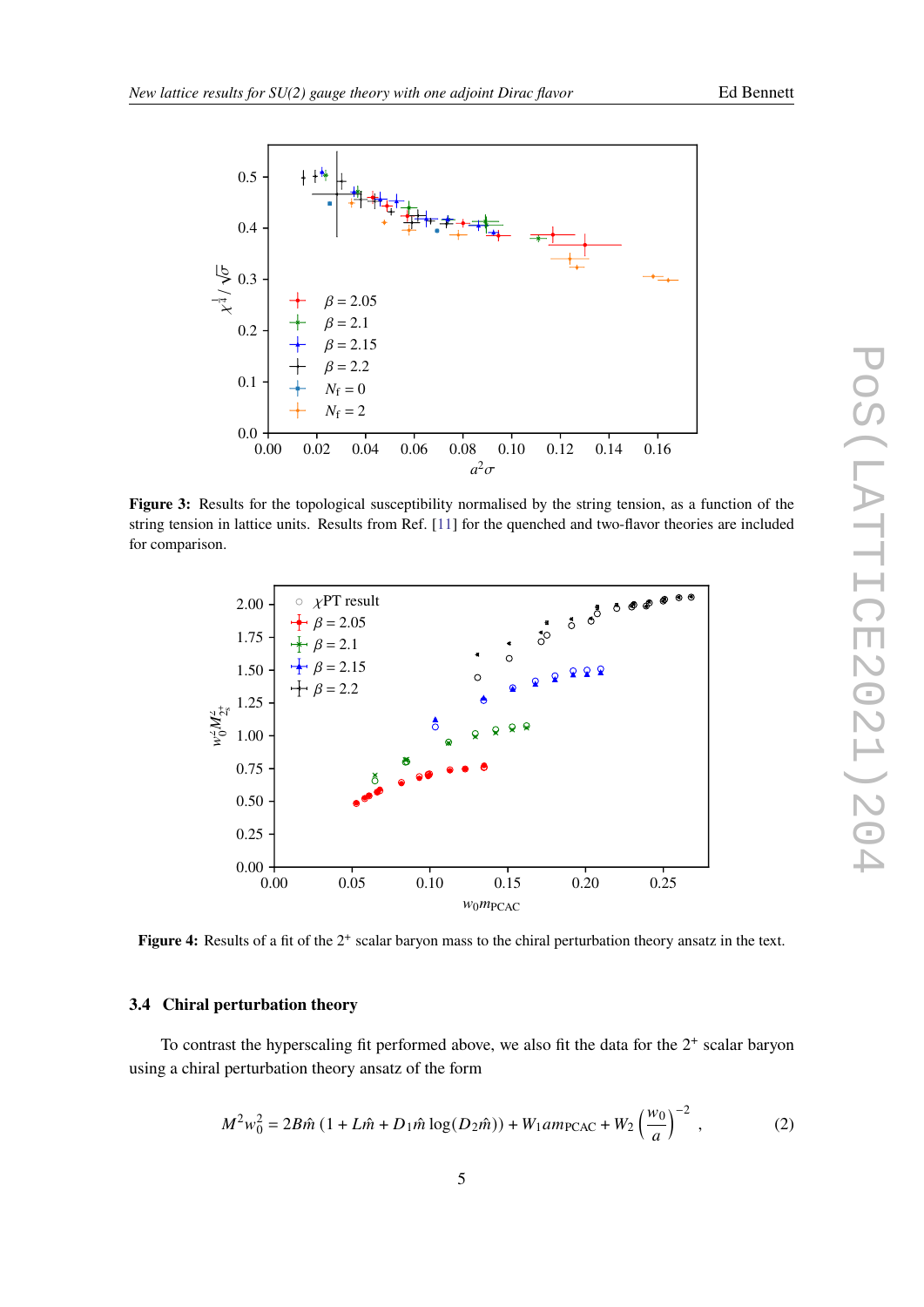**Figure 3:** Results for the topological susceptibility normalised by the string tension, as a function of the string tension in lattice units. Results from Ref. [11] for the quenched and two-flavor theories are included for comparison.

**Figure 4:** Results of a fit of the $2^+$ scalar baryon mass to the chiral perturbation theory ansatz in the text.

### 3.4 Chiral perturbation theory

To contrast the hyperscaling fit performed above, we also fit the data for the $2^+$ scalar baryon using a chiral perturbation theory ansatz of the form

$$M^2 w_0^2 = 2B\hat{m}\left(1 + L\hat{m} + D_1\hat{m}\log(D_2\hat{m})\right) + W_1 a m_{\mathrm{PCAC}} + W_2 \left(\frac{w_0}{a}\right)^{-2}, \tag{2}$$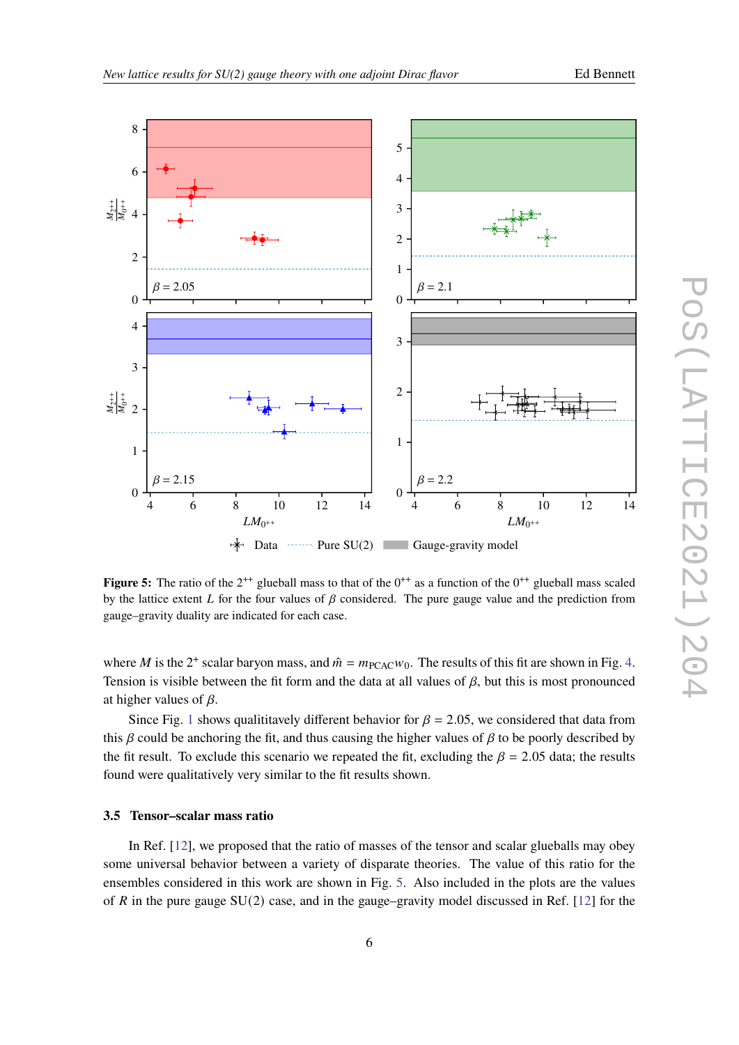**Figure 5:** The ratio of the $2^{++}$ glueball mass to that of the $0^{++}$ as a function of the $0^{++}$ glueball mass scaled by the lattice extent $L$ for the four values of $\beta$ considered. The pure gauge value and the prediction from gauge–gravity duality are indicated for each case.

where $M$ is the $2^{+}$ scalar baryon mass, and $\hat{m} = m_{\mathrm{PCAC}} w_0$. The results of this fit are shown in Fig. 4. Tension is visible between the fit form and the data at all values of $\beta$, but this is most pronounced at higher values of $\beta$.

Since Fig. 1 shows qualititavely different behavior for $\beta = 2.05$, we considered that data from this $\beta$ could be anchoring the fit, and thus causing the higher values of $\beta$ to be poorly described by the fit result. To exclude this scenario we repeated the fit, excluding the $\beta = 2.05$ data; the results found were qualitatively very similar to the fit results shown.

### 3.5 Tensor–scalar mass ratio

In Ref. [12], we proposed that the ratio of masses of the tensor and scalar glueballs may obey some universal behavior between a variety of disparate theories. The value of this ratio for the ensembles considered in this work are shown in Fig. 5. Also included in the plots are the values of $R$ in the pure gauge SU(2) case, and in the gauge–gravity model discussed in Ref. [12] for the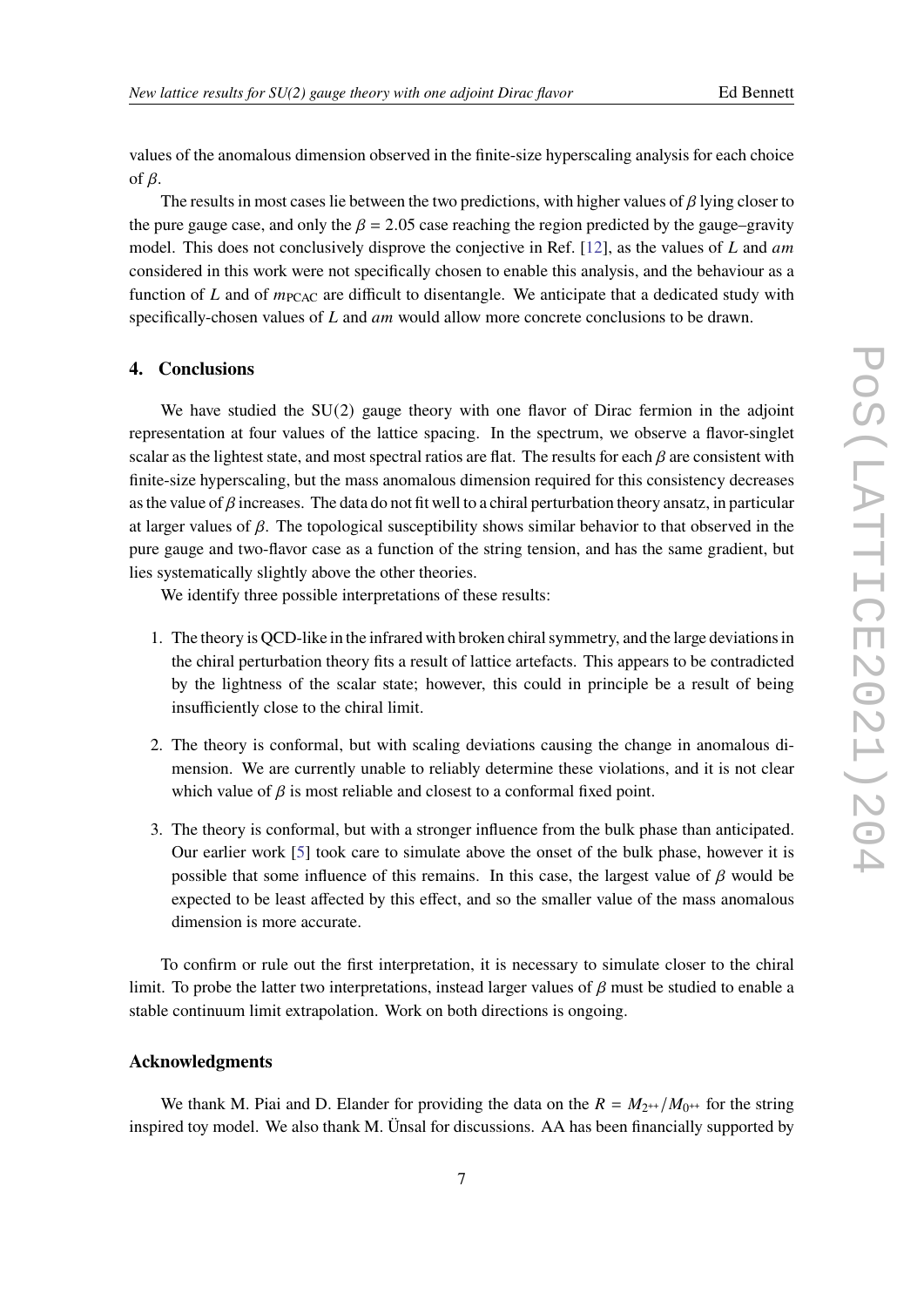values of the anomalous dimension observed in the finite-size hyperscaling analysis for each choice of $\beta$.

The results in most cases lie between the two predictions, with higher values of $\beta$ lying closer to the pure gauge case, and only the $\beta = 2.05$ case reaching the region predicted by the gauge–gravity model. This does not conclusively disprove the conjective in Ref. [12], as the values of $L$ and $am$ considered in this work were not specifically chosen to enable this analysis, and the behaviour as a function of $L$ and of $m_{\text{PCAC}}$ are difficult to disentangle. We anticipate that a dedicated study with specifically-chosen values of $L$ and $am$ would allow more concrete conclusions to be drawn.

## 4. Conclusions

We have studied the SU(2) gauge theory with one flavor of Dirac fermion in the adjoint representation at four values of the lattice spacing. In the spectrum, we observe a flavor-singlet scalar as the lightest state, and most spectral ratios are flat. The results for each $\beta$ are consistent with finite-size hyperscaling, but the mass anomalous dimension required for this consistency decreases as the value of $\beta$ increases. The data do not fit well to a chiral perturbation theory ansatz, in particular at larger values of $\beta$. The topological susceptibility shows similar behavior to that observed in the pure gauge and two-flavor case as a function of the string tension, and has the same gradient, but lies systematically slightly above the other theories.

We identify three possible interpretations of these results:

1. The theory is QCD-like in the infrared with broken chiral symmetry, and the large deviations in the chiral perturbation theory fits a result of lattice artefacts. This appears to be contradicted by the lightness of the scalar state; however, this could in principle be a result of being insufficiently close to the chiral limit.
2. The theory is conformal, but with scaling deviations causing the change in anomalous dimension. We are currently unable to reliably determine these violations, and it is not clear which value of $\beta$ is most reliable and closest to a conformal fixed point.
3. The theory is conformal, but with a stronger influence from the bulk phase than anticipated. Our earlier work [5] took care to simulate above the onset of the bulk phase, however it is possible that some influence of this remains. In this case, the largest value of $\beta$ would be expected to be least affected by this effect, and so the smaller value of the mass anomalous dimension is more accurate.

To confirm or rule out the first interpretation, it is necessary to simulate closer to the chiral limit. To probe the latter two interpretations, instead larger values of $\beta$ must be studied to enable a stable continuum limit extrapolation. Work on both directions is ongoing.

### Acknowledgments

We thank M. Piai and D. Elander for providing the data on the $R = M_{2^{++}}/M_{0^{++}}$ for the string inspired toy model. We also thank M. Ünsal for discussions. AA has been financially supported by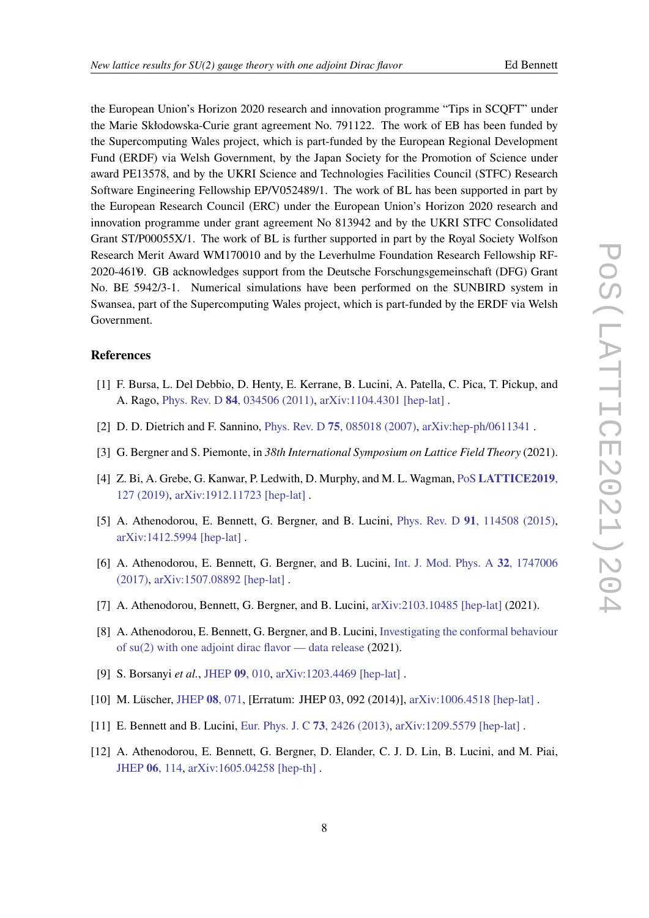the European Union's Horizon 2020 research and innovation programme "Tips in SCQFT" under the Marie Skłodowska-Curie grant agreement No. 791122. The work of EB has been funded by the Supercomputing Wales project, which is part-funded by the European Regional Development Fund (ERDF) via Welsh Government, by the Japan Society for the Promotion of Science under award PE13578, and by the UKRI Science and Technologies Facilities Council (STFC) Research Software Engineering Fellowship EP/V052489/1. The work of BL has been supported in part by the European Research Council (ERC) under the European Union's Horizon 2020 research and innovation programme under grant agreement No 813942 and by the UKRI STFC Consolidated Grant ST/P00055X/1. The work of BL is further supported in part by the Royal Society Wolfson Research Merit Award WM170010 and by the Leverhulme Foundation Research Fellowship RF-2020-461\9. GB acknowledges support from the Deutsche Forschungsgemeinschaft (DFG) Grant No. BE 5942/3-1. Numerical simulations have been performed on the SUNBIRD system in Swansea, part of the Supercomputing Wales project, which is part-funded by the ERDF via Welsh Government.

## References

[1] F. Bursa, L. Del Debbio, D. Henty, E. Kerrane, B. Lucini, A. Patella, C. Pica, T. Pickup, and A. Rago, Phys. Rev. D **84**, 034506 (2011), arXiv:1104.4301 [hep-lat] .

[2] D. D. Dietrich and F. Sannino, Phys. Rev. D **75**, 085018 (2007), arXiv:hep-ph/0611341 .

[3] G. Bergner and S. Piemonte, in *38th International Symposium on Lattice Field Theory* (2021).

[4] Z. Bi, A. Grebe, G. Kanwar, P. Ledwith, D. Murphy, and M. L. Wagman, PoS **LATTICE2019**, 127 (2019), arXiv:1912.11723 [hep-lat] .

[5] A. Athenodorou, E. Bennett, G. Bergner, and B. Lucini, Phys. Rev. D **91**, 114508 (2015), arXiv:1412.5994 [hep-lat] .

[6] A. Athenodorou, E. Bennett, G. Bergner, and B. Lucini, Int. J. Mod. Phys. A **32**, 1747006 (2017), arXiv:1507.08892 [hep-lat] .

[7] A. Athenodorou, Bennett, G. Bergner, and B. Lucini, arXiv:2103.10485 [hep-lat] (2021).

[8] A. Athenodorou, E. Bennett, G. Bergner, and B. Lucini, Investigating the conformal behaviour of su(2) with one adjoint dirac flavor — data release (2021).

[9] S. Borsanyi *et al.*, JHEP **09**, 010, arXiv:1203.4469 [hep-lat] .

[10] M. Lüscher, JHEP **08**, 071, [Erratum: JHEP 03, 092 (2014)], arXiv:1006.4518 [hep-lat] .

[11] E. Bennett and B. Lucini, Eur. Phys. J. C **73**, 2426 (2013), arXiv:1209.5579 [hep-lat] .

[12] A. Athenodorou, E. Bennett, G. Bergner, D. Elander, C. J. D. Lin, B. Lucini, and M. Piai, JHEP **06**, 114, arXiv:1605.04258 [hep-th] .